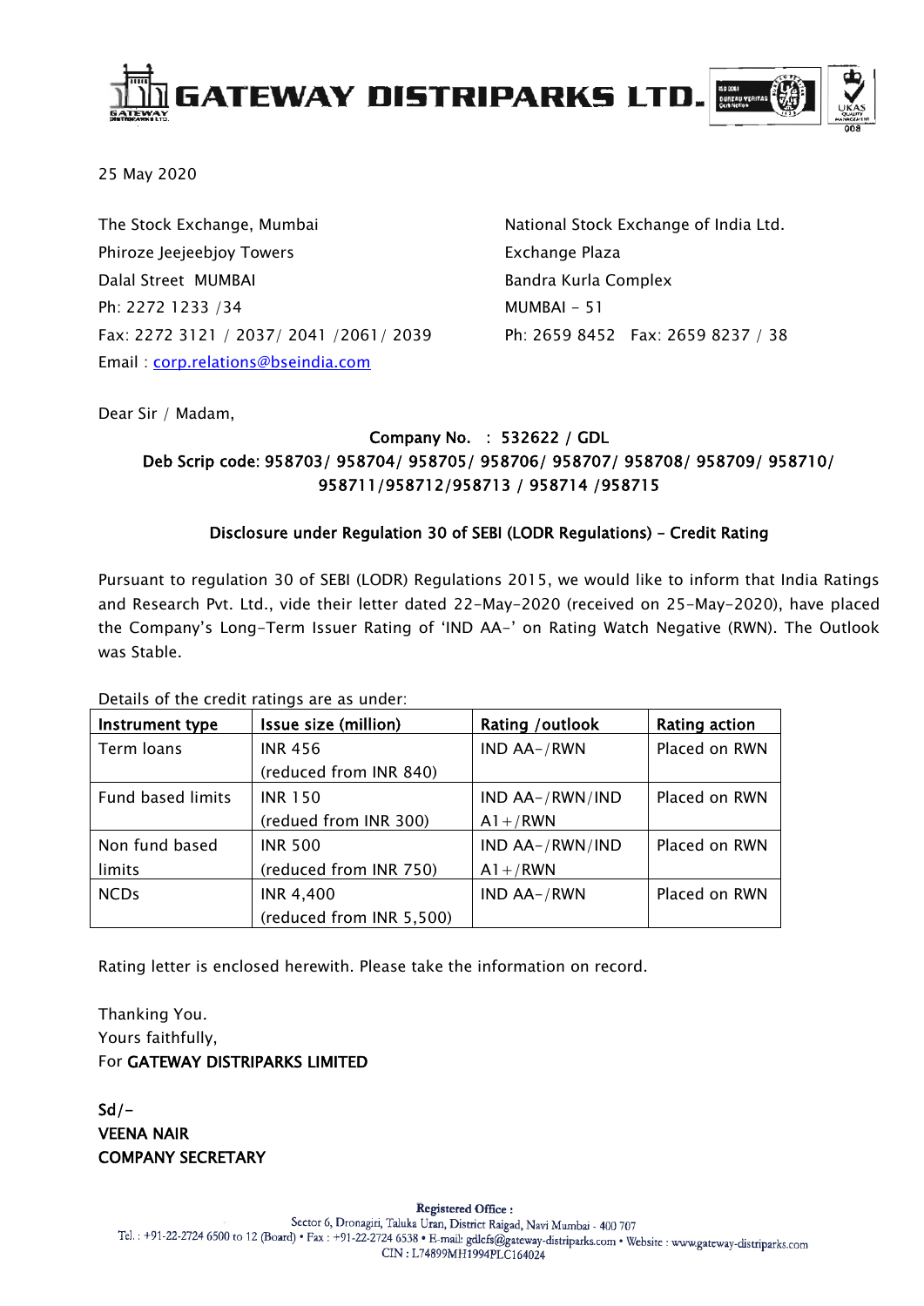# GATEWAY DISTRIPARKS LTD.

25 May 2020

The Stock Exchange, Mumbai
Phiroze Jeejeebjoy Towers
Dalal Street MUMBAI
Ph: 2272 1233 /34
Fax: 2272 3121 / 2037/ 2041 /2061/ 2039
Email : corp.relations@bseindia.com

National Stock Exchange of India Ltd.
Exchange Plaza
Bandra Kurla Complex
MUMBAI - 51
Ph: 2659 8452 Fax: 2659 8237 / 38

Dear Sir / Madam,

**Company No. : 532622 / GDL**
**Deb Scrip code: 958703/ 958704/ 958705/ 958706/ 958707/ 958708/ 958709/ 958710/ 958711/958712/958713 / 958714 /958715**

**Disclosure under Regulation 30 of SEBI (LODR Regulations) - Credit Rating**

Pursuant to regulation 30 of SEBI (LODR) Regulations 2015, we would like to inform that India Ratings and Research Pvt. Ltd., vide their letter dated 22-May-2020 (received on 25-May-2020), have placed the Company's Long-Term Issuer Rating of 'IND AA-' on Rating Watch Negative (RWN). The Outlook was Stable.

Details of the credit ratings are as under:

| Instrument type | Issue size (million) | Rating /outlook | Rating action |
|---|---|---|---|
| Term loans | INR 456 (reduced from INR 840) | IND AA-/RWN | Placed on RWN |
| Fund based limits | INR 150 (redued from INR 300) | IND AA-/RWN/IND A1+/RWN | Placed on RWN |
| Non fund based limits | INR 500 (reduced from INR 750) | IND AA-/RWN/IND A1+/RWN | Placed on RWN |
| NCDs | INR 4,400 (reduced from INR 5,500) | IND AA-/RWN | Placed on RWN |

Rating letter is enclosed herewith. Please take the information on record.

Thanking You.
Yours faithfully,
For **GATEWAY DISTRIPARKS LIMITED**

**Sd/-**
**VEENA NAIR**
**COMPANY SECRETARY**

Registered Office :
Sector 6, Dronagiri, Taluka Uran, District Raigad, Navi Mumbai - 400 707
Tel. : +91-22-2724 6500 to 12 (Board) • Fax : +91-22-2724 6538 • E-mail: gdlcfs@gateway-distriparks.com • Website : www.gateway-distriparks.com
CIN : L74899MH1994PLC164024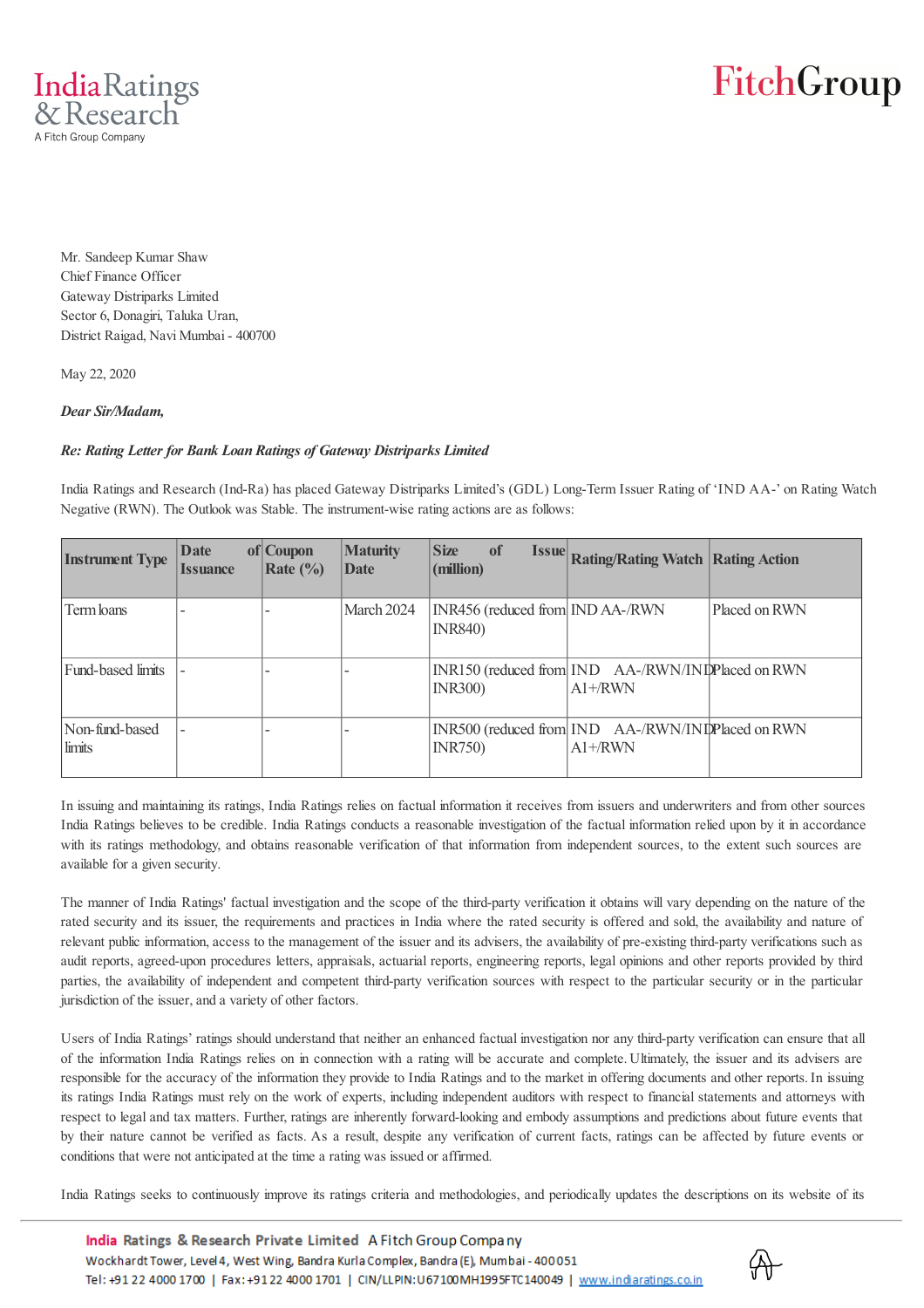Mr. Sandeep Kumar Shaw
Chief Finance Officer
Gateway Distriparks Limited
Sector 6, Donagiri, Taluka Uran,
District Raigad, Navi Mumbai - 400700

May 22, 2020

***Dear Sir/Madam,***

***Re: Rating Letter for Bank Loan Ratings of Gateway Distriparks Limited***

India Ratings and Research (Ind-Ra) has placed Gateway Distriparks Limited's (GDL) Long-Term Issuer Rating of 'IND AA-' on Rating Watch Negative (RWN). The Outlook was Stable. The instrument-wise rating actions are as follows:

| Instrument Type | Date of Issuance | Coupon Rate (%) | Maturity Date | Size of Issue (million) | Rating/Rating Watch | Rating Action |
|---|---|---|---|---|---|---|
| Term loans | - | - | March 2024 | INR456 (reduced from INR840) | IND AA-/RWN | Placed on RWN |
| Fund-based limits | - | - | - | INR150 (reduced from INR300) | IND AA-/RWN/IND A1+/RWN | Placed on RWN |
| Non-fund-based limits | - | - | - | INR500 (reduced from INR750) | IND AA-/RWN/IND A1+/RWN | Placed on RWN |

In issuing and maintaining its ratings, India Ratings relies on factual information it receives from issuers and underwriters and from other sources India Ratings believes to be credible. India Ratings conducts a reasonable investigation of the factual information relied upon by it in accordance with its ratings methodology, and obtains reasonable verification of that information from independent sources, to the extent such sources are available for a given security.

The manner of India Ratings' factual investigation and the scope of the third-party verification it obtains will vary depending on the nature of the rated security and its issuer, the requirements and practices in India where the rated security is offered and sold, the availability and nature of relevant public information, access to the management of the issuer and its advisers, the availability of pre-existing third-party verifications such as audit reports, agreed-upon procedures letters, appraisals, actuarial reports, engineering reports, legal opinions and other reports provided by third parties, the availability of independent and competent third-party verification sources with respect to the particular security or in the particular jurisdiction of the issuer, and a variety of other factors.

Users of India Ratings' ratings should understand that neither an enhanced factual investigation nor any third-party verification can ensure that all of the information India Ratings relies on in connection with a rating will be accurate and complete. Ultimately, the issuer and its advisers are responsible for the accuracy of the information they provide to India Ratings and to the market in offering documents and other reports. In issuing its ratings India Ratings must rely on the work of experts, including independent auditors with respect to financial statements and attorneys with respect to legal and tax matters. Further, ratings are inherently forward-looking and embody assumptions and predictions about future events that by their nature cannot be verified as facts. As a result, despite any verification of current facts, ratings can be affected by future events or conditions that were not anticipated at the time a rating was issued or affirmed.

India Ratings seeks to continuously improve its ratings criteria and methodologies, and periodically updates the descriptions on its website of its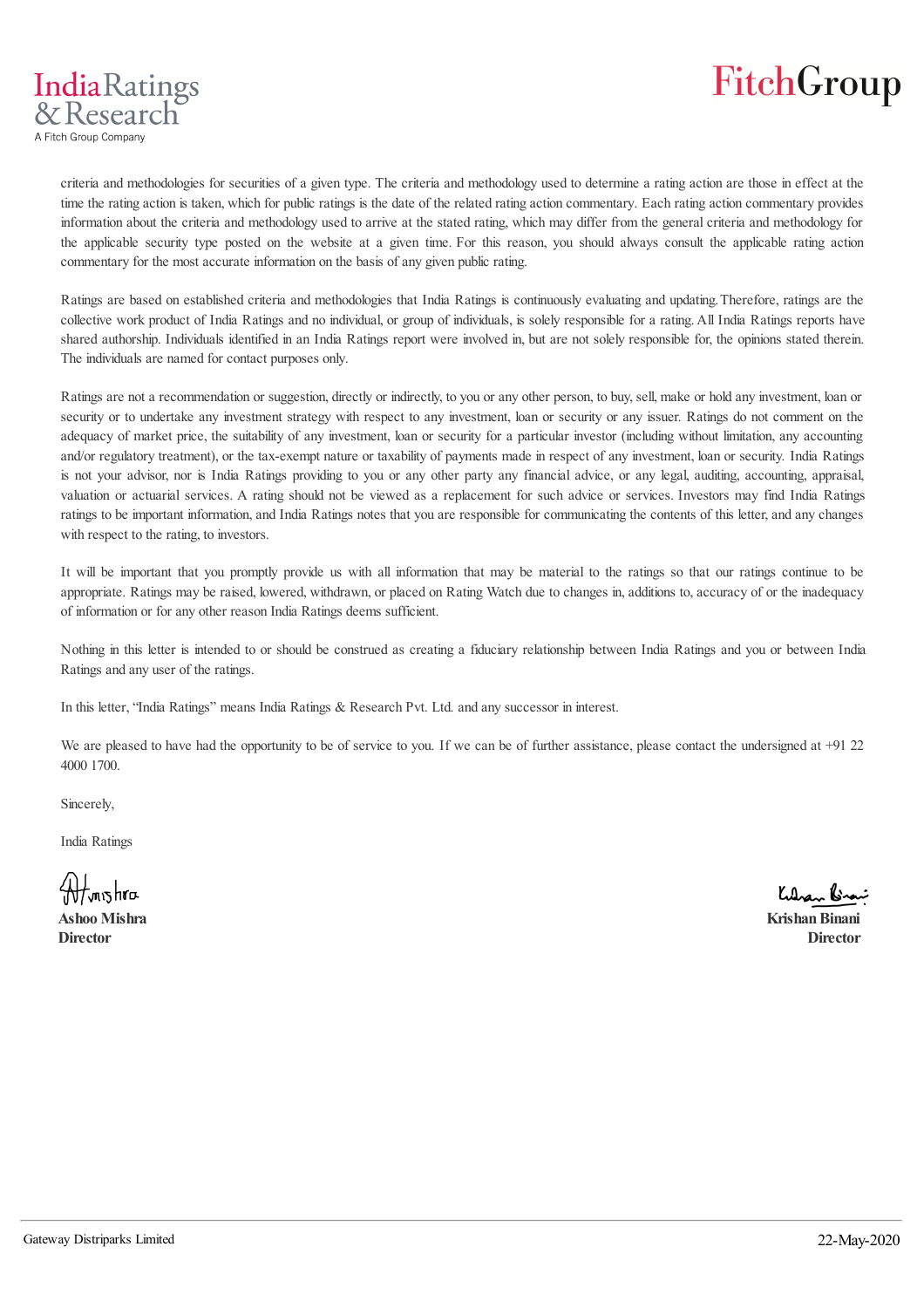criteria and methodologies for securities of a given type. The criteria and methodology used to determine a rating action are those in effect at the time the rating action is taken, which for public ratings is the date of the related rating action commentary. Each rating action commentary provides information about the criteria and methodology used to arrive at the stated rating, which may differ from the general criteria and methodology for the applicable security type posted on the website at a given time. For this reason, you should always consult the applicable rating action commentary for the most accurate information on the basis of any given public rating.

Ratings are based on established criteria and methodologies that India Ratings is continuously evaluating and updating. Therefore, ratings are the collective work product of India Ratings and no individual, or group of individuals, is solely responsible for a rating. All India Ratings reports have shared authorship. Individuals identified in an India Ratings report were involved in, but are not solely responsible for, the opinions stated therein. The individuals are named for contact purposes only.

Ratings are not a recommendation or suggestion, directly or indirectly, to you or any other person, to buy, sell, make or hold any investment, loan or security or to undertake any investment strategy with respect to any investment, loan or security or any issuer. Ratings do not comment on the adequacy of market price, the suitability of any investment, loan or security for a particular investor (including without limitation, any accounting and/or regulatory treatment), or the tax-exempt nature or taxability of payments made in respect of any investment, loan or security. India Ratings is not your advisor, nor is India Ratings providing to you or any other party any financial advice, or any legal, auditing, accounting, appraisal, valuation or actuarial services. A rating should not be viewed as a replacement for such advice or services. Investors may find India Ratings ratings to be important information, and India Ratings notes that you are responsible for communicating the contents of this letter, and any changes with respect to the rating, to investors.

It will be important that you promptly provide us with all information that may be material to the ratings so that our ratings continue to be appropriate. Ratings may be raised, lowered, withdrawn, or placed on Rating Watch due to changes in, additions to, accuracy of or the inadequacy of information or for any other reason India Ratings deems sufficient.

Nothing in this letter is intended to or should be construed as creating a fiduciary relationship between India Ratings and you or between India Ratings and any user of the ratings.

In this letter, "India Ratings" means India Ratings & Research Pvt. Ltd. and any successor in interest.

We are pleased to have had the opportunity to be of service to you. If we can be of further assistance, please contact the undersigned at +91 22 4000 1700.

Sincerely,

India Ratings

**Ashoo Mishra**
**Director**

**Krishan Binani**
**Director**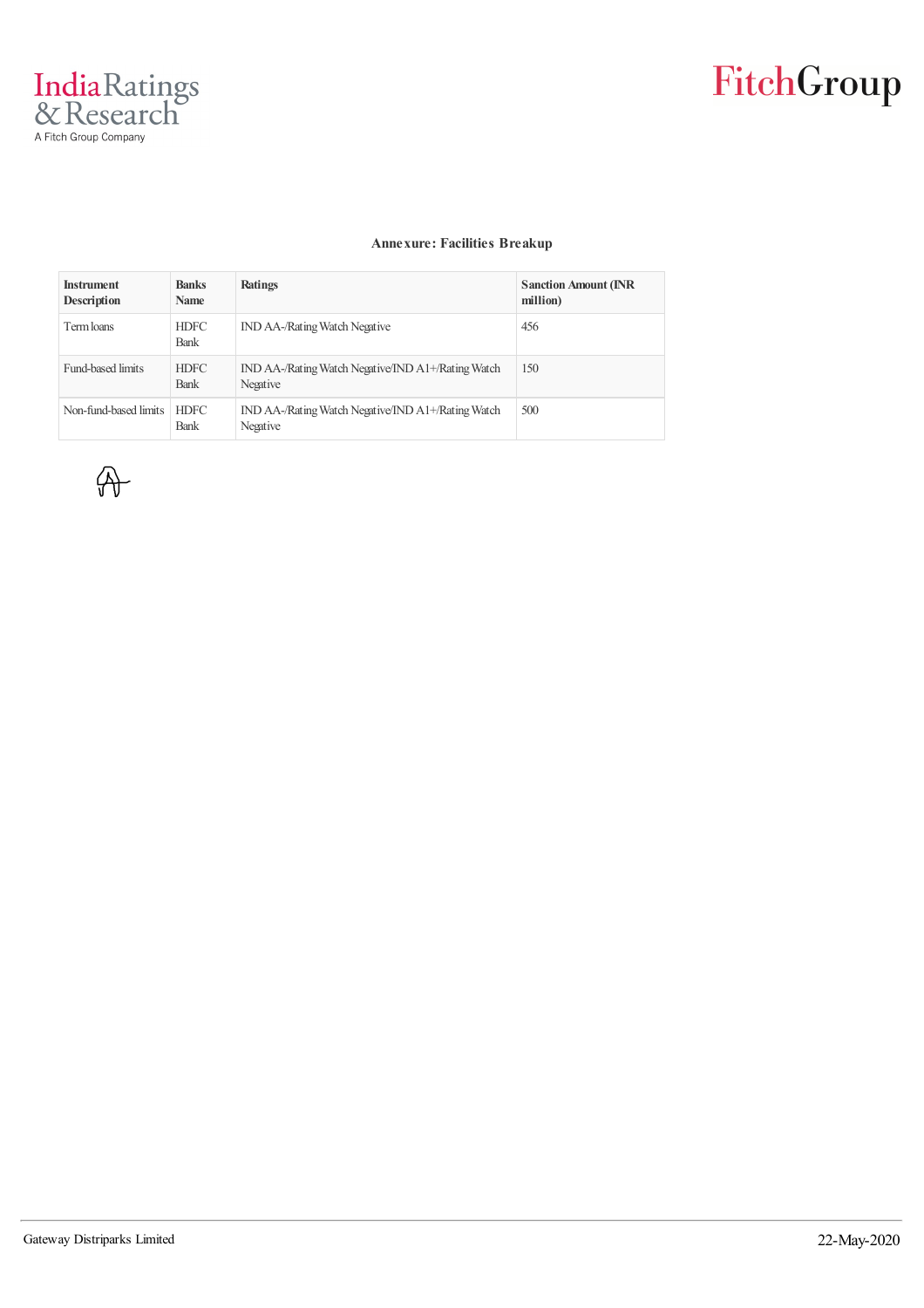**Annexure: Facilities Breakup**

| Instrument Description | Banks Name | Ratings | Sanction Amount (INR million) |
|---|---|---|---|
| Term loans | HDFC Bank | IND AA-/Rating Watch Negative | 456 |
| Fund-based limits | HDFC Bank | IND AA-/Rating Watch Negative/IND A1+/Rating Watch Negative | 150 |
| Non-fund-based limits | HDFC Bank | IND AA-/Rating Watch Negative/IND A1+/Rating Watch Negative | 500 |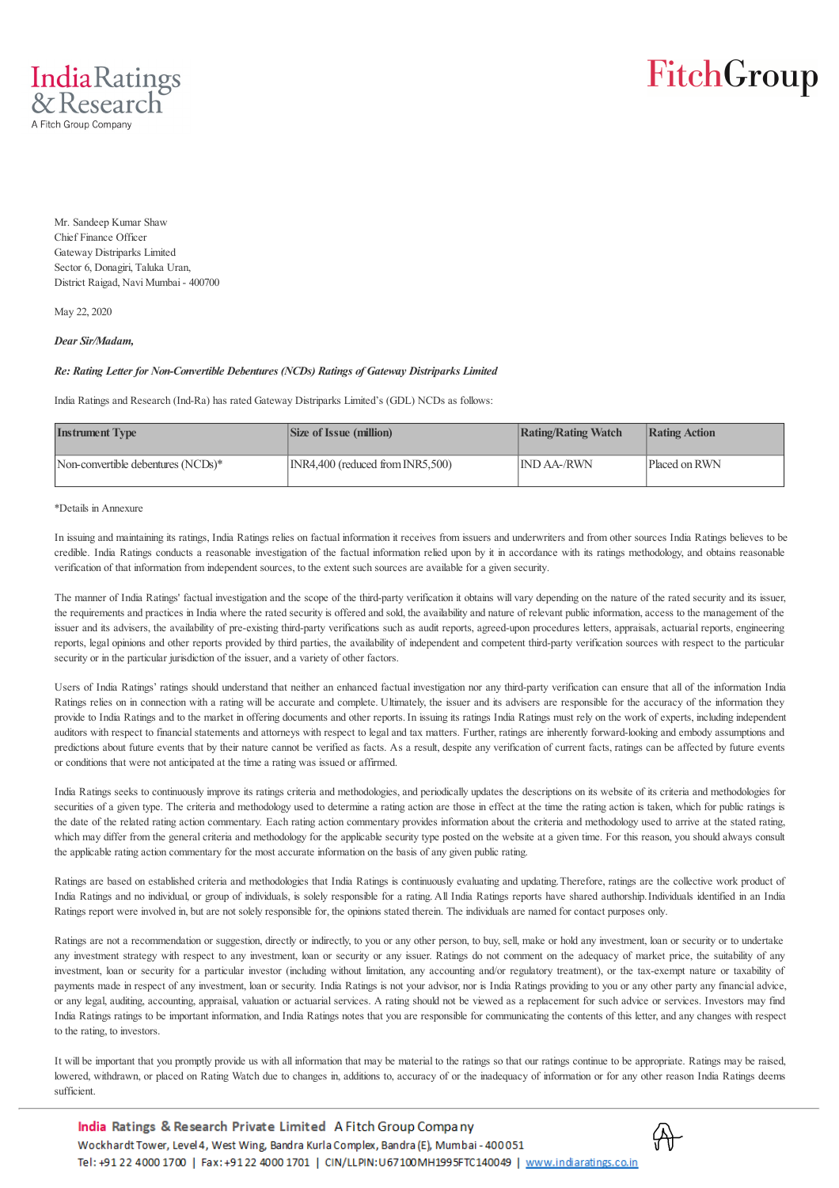Mr. Sandeep Kumar Shaw
Chief Finance Officer
Gateway Distriparks Limited
Sector 6, Donagiri, Taluka Uran,
District Raigad, Navi Mumbai - 400700

May 22, 2020

***Dear Sir/Madam,***

***Re: Rating Letter for Non-Convertible Debentures (NCDs) Ratings of Gateway Distriparks Limited***

India Ratings and Research (Ind-Ra) has rated Gateway Distriparks Limited's (GDL) NCDs as follows:

| Instrument Type | Size of Issue (million) | Rating/Rating Watch | Rating Action |
|---|---|---|---|
| Non-convertible debentures (NCDs)* | INR4,400 (reduced from INR5,500) | IND AA-/RWN | Placed on RWN |

*Details in Annexure

In issuing and maintaining its ratings, India Ratings relies on factual information it receives from issuers and underwriters and from other sources India Ratings believes to be credible. India Ratings conducts a reasonable investigation of the factual information relied upon by it in accordance with its ratings methodology, and obtains reasonable verification of that information from independent sources, to the extent such sources are available for a given security.

The manner of India Ratings' factual investigation and the scope of the third-party verification it obtains will vary depending on the nature of the rated security and its issuer, the requirements and practices in India where the rated security is offered and sold, the availability and nature of relevant public information, access to the management of the issuer and its advisers, the availability of pre-existing third-party verifications such as audit reports, agreed-upon procedures letters, appraisals, actuarial reports, engineering reports, legal opinions and other reports provided by third parties, the availability of independent and competent third-party verification sources with respect to the particular security or in the particular jurisdiction of the issuer, and a variety of other factors.

Users of India Ratings' ratings should understand that neither an enhanced factual investigation nor any third-party verification can ensure that all of the information India Ratings relies on in connection with a rating will be accurate and complete. Ultimately, the issuer and its advisers are responsible for the accuracy of the information they provide to India Ratings and to the market in offering documents and other reports. In issuing its ratings India Ratings must rely on the work of experts, including independent auditors with respect to financial statements and attorneys with respect to legal and tax matters. Further, ratings are inherently forward-looking and embody assumptions and predictions about future events that by their nature cannot be verified as facts. As a result, despite any verification of current facts, ratings can be affected by future events or conditions that were not anticipated at the time a rating was issued or affirmed.

India Ratings seeks to continuously improve its ratings criteria and methodologies, and periodically updates the descriptions on its website of its criteria and methodologies for securities of a given type. The criteria and methodology used to determine a rating action are those in effect at the time the rating action is taken, which for public ratings is the date of the related rating action commentary. Each rating action commentary provides information about the criteria and methodology used to arrive at the stated rating, which may differ from the general criteria and methodology for the applicable security type posted on the website at a given time. For this reason, you should always consult the applicable rating action commentary for the most accurate information on the basis of any given public rating.

Ratings are based on established criteria and methodologies that India Ratings is continuously evaluating and updating. Therefore, ratings are the collective work product of India Ratings and no individual, or group of individuals, is solely responsible for a rating. All India Ratings reports have shared authorship. Individuals identified in an India Ratings report were involved in, but are not solely responsible for, the opinions stated therein. The individuals are named for contact purposes only.

Ratings are not a recommendation or suggestion, directly or indirectly, to you or any other person, to buy, sell, make or hold any investment, loan or security or to undertake any investment strategy with respect to any investment, loan or security or any issuer. Ratings do not comment on the adequacy of market price, the suitability of any investment, loan or security for a particular investor (including without limitation, any accounting and/or regulatory treatment), or the tax-exempt nature or taxability of payments made in respect of any investment, loan or security. India Ratings is not your advisor, nor is India Ratings providing to you or any other party any financial advice, or any legal, auditing, accounting, appraisal, valuation or actuarial services. A rating should not be viewed as a replacement for such advice or services. Investors may find India Ratings ratings to be important information, and India Ratings notes that you are responsible for communicating the contents of this letter, and any changes with respect to the rating, to investors.

It will be important that you promptly provide us with all information that may be material to the ratings so that our ratings continue to be appropriate. Ratings may be raised, lowered, withdrawn, or placed on Rating Watch due to changes in, additions to, accuracy of or the inadequacy of information or for any other reason India Ratings deems sufficient.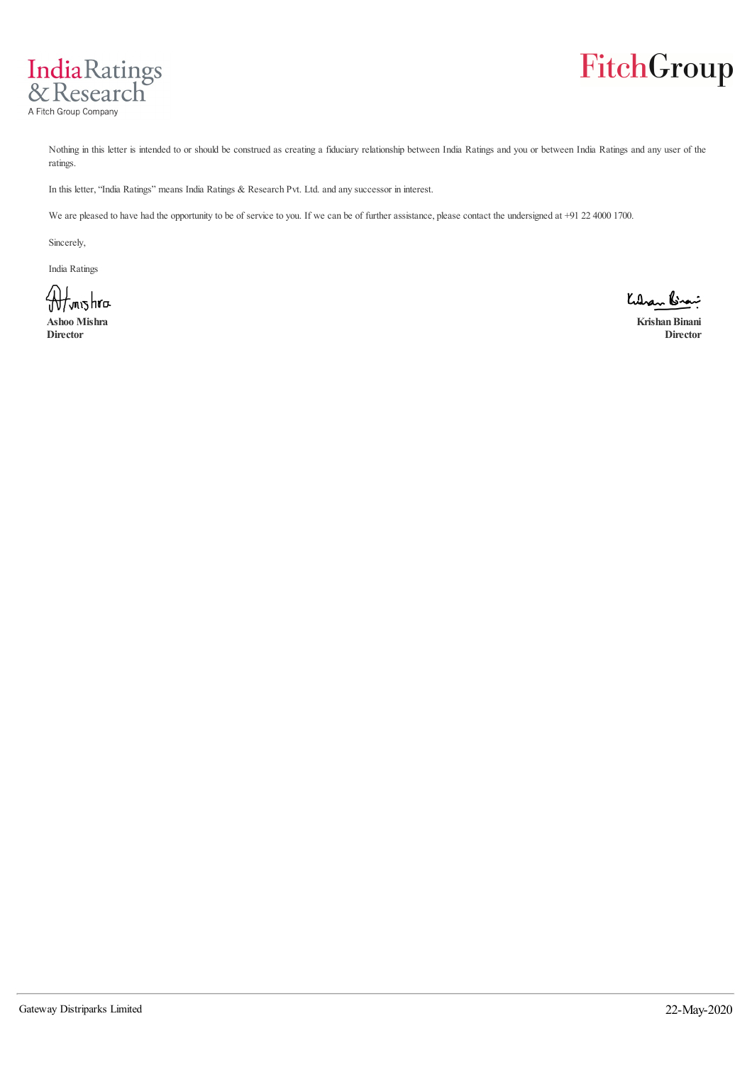Nothing in this letter is intended to or should be construed as creating a fiduciary relationship between India Ratings and you or between India Ratings and any user of the ratings.

In this letter, "India Ratings" means India Ratings & Research Pvt. Ltd. and any successor in interest.

We are pleased to have had the opportunity to be of service to you. If we can be of further assistance, please contact the undersigned at +91 22 4000 1700.

Sincerely,

India Ratings

**Ashoo Mishra**
**Director**

**Krishan Binani**
**Director**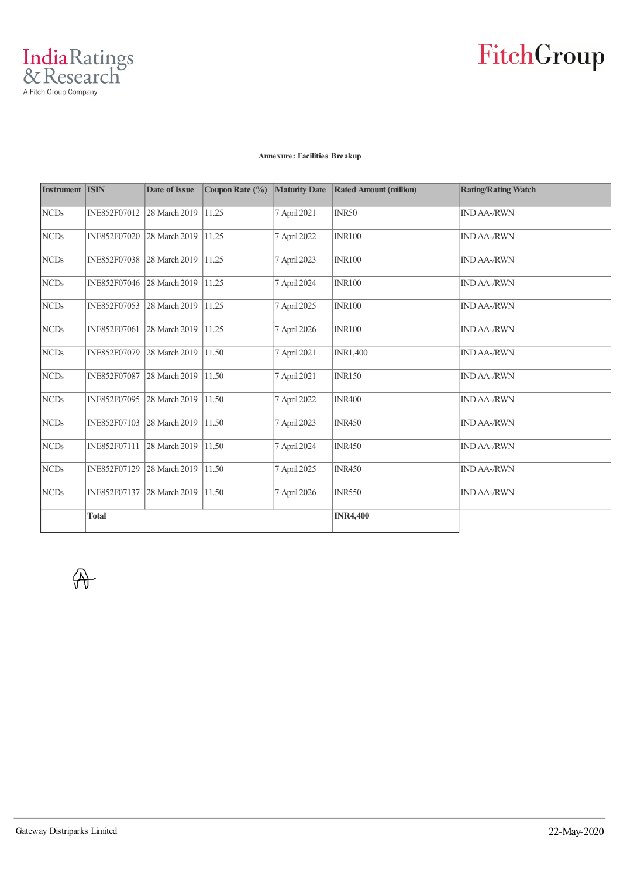**Annexure: Facilities Breakup**

| Instrument | ISIN | Date of Issue | Coupon Rate (%) | Maturity Date | Rated Amount (million) | Rating/Rating Watch |
|---|---|---|---|---|---|---|
| NCDs | INE852F07012 | 28 March 2019 | 11.25 | 7 April 2021 | INR50 | IND AA-/RWN |
| NCDs | INE852F07020 | 28 March 2019 | 11.25 | 7 April 2022 | INR100 | IND AA-/RWN |
| NCDs | INE852F07038 | 28 March 2019 | 11.25 | 7 April 2023 | INR100 | IND AA-/RWN |
| NCDs | INE852F07046 | 28 March 2019 | 11.25 | 7 April 2024 | INR100 | IND AA-/RWN |
| NCDs | INE852F07053 | 28 March 2019 | 11.25 | 7 April 2025 | INR100 | IND AA-/RWN |
| NCDs | INE852F07061 | 28 March 2019 | 11.25 | 7 April 2026 | INR100 | IND AA-/RWN |
| NCDs | INE852F07079 | 28 March 2019 | 11.50 | 7 April 2021 | INR1,400 | IND AA-/RWN |
| NCDs | INE852F07087 | 28 March 2019 | 11.50 | 7 April 2021 | INR150 | IND AA-/RWN |
| NCDs | INE852F07095 | 28 March 2019 | 11.50 | 7 April 2022 | INR400 | IND AA-/RWN |
| NCDs | INE852F07103 | 28 March 2019 | 11.50 | 7 April 2023 | INR450 | IND AA-/RWN |
| NCDs | INE852F07111 | 28 March 2019 | 11.50 | 7 April 2024 | INR450 | IND AA-/RWN |
| NCDs | INE852F07129 | 28 March 2019 | 11.50 | 7 April 2025 | INR450 | IND AA-/RWN |
| NCDs | INE852F07137 | 28 March 2019 | 11.50 | 7 April 2026 | INR550 | IND AA-/RWN |
| | **Total** | | | | **INR4,400** | |

Gateway Distriparks Limited

22-May-2020